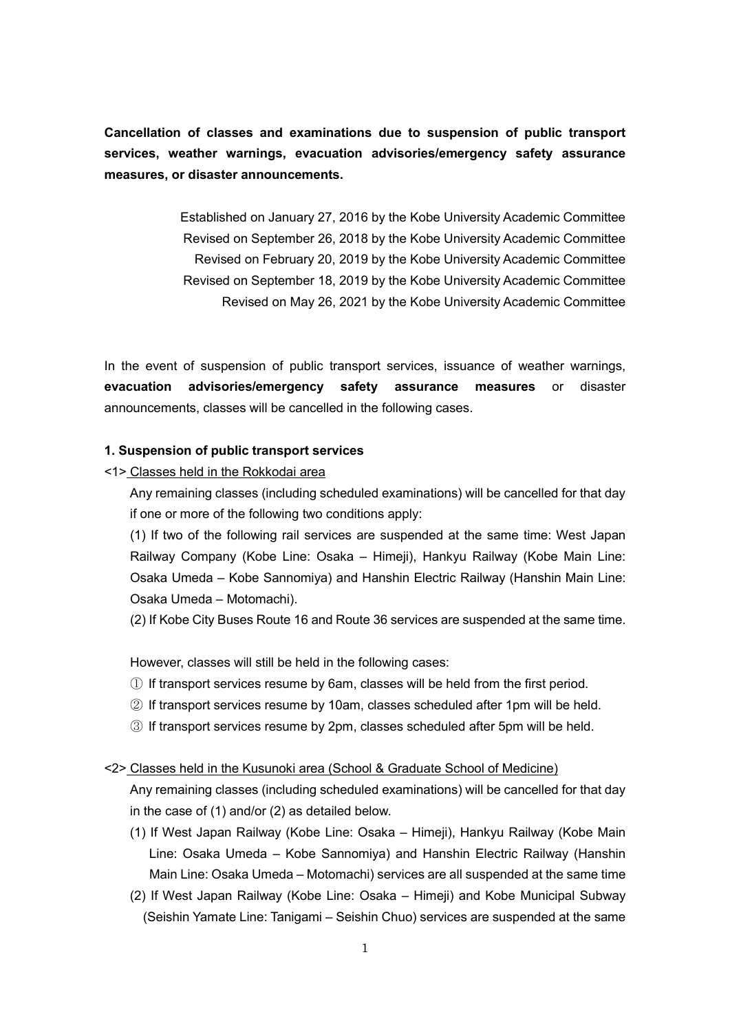**Cancellation of classes and examinations due to suspension of public transport services, weather warnings, evacuation advisories/emergency safety assurance measures, or disaster announcements.**

Established on January 27, 2016 by the Kobe University Academic Committee
Revised on September 26, 2018 by the Kobe University Academic Committee
Revised on February 20, 2019 by the Kobe University Academic Committee
Revised on September 18, 2019 by the Kobe University Academic Committee
Revised on May 26, 2021 by the Kobe University Academic Committee

In the event of suspension of public transport services, issuance of weather warnings, **evacuation advisories/emergency safety assurance measures** or disaster announcements, classes will be cancelled in the following cases.

**1. Suspension of public transport services**

<1> Classes held in the Rokkodai area

Any remaining classes (including scheduled examinations) will be cancelled for that day if one or more of the following two conditions apply:

(1) If two of the following rail services are suspended at the same time: West Japan Railway Company (Kobe Line: Osaka – Himeji), Hankyu Railway (Kobe Main Line: Osaka Umeda – Kobe Sannomiya) and Hanshin Electric Railway (Hanshin Main Line: Osaka Umeda – Motomachi).

(2) If Kobe City Buses Route 16 and Route 36 services are suspended at the same time.

However, classes will still be held in the following cases:

① If transport services resume by 6am, classes will be held from the first period.
② If transport services resume by 10am, classes scheduled after 1pm will be held.
③ If transport services resume by 2pm, classes scheduled after 5pm will be held.

<2> Classes held in the Kusunoki area (School & Graduate School of Medicine)

Any remaining classes (including scheduled examinations) will be cancelled for that day in the case of (1) and/or (2) as detailed below.

(1) If West Japan Railway (Kobe Line: Osaka – Himeji), Hankyu Railway (Kobe Main Line: Osaka Umeda – Kobe Sannomiya) and Hanshin Electric Railway (Hanshin Main Line: Osaka Umeda – Motomachi) services are all suspended at the same time

(2) If West Japan Railway (Kobe Line: Osaka – Himeji) and Kobe Municipal Subway (Seishin Yamate Line: Tanigami – Seishin Chuo) services are suspended at the same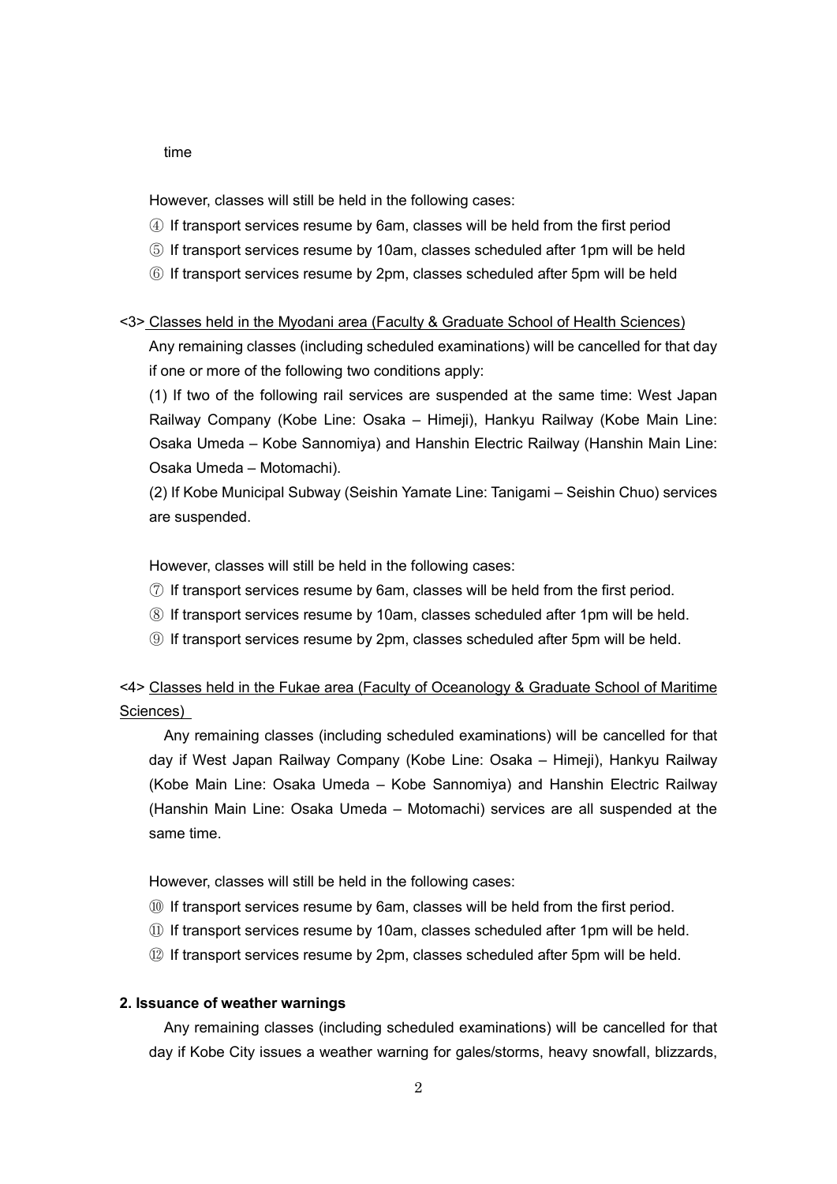time

However, classes will still be held in the following cases:

④ If transport services resume by 6am, classes will be held from the first period

⑤ If transport services resume by 10am, classes scheduled after 1pm will be held

⑥ If transport services resume by 2pm, classes scheduled after 5pm will be held

<3> Classes held in the Myodani area (Faculty & Graduate School of Health Sciences)

Any remaining classes (including scheduled examinations) will be cancelled for that day if one or more of the following two conditions apply:

(1) If two of the following rail services are suspended at the same time: West Japan Railway Company (Kobe Line: Osaka – Himeji), Hankyu Railway (Kobe Main Line: Osaka Umeda – Kobe Sannomiya) and Hanshin Electric Railway (Hanshin Main Line: Osaka Umeda – Motomachi).

(2) If Kobe Municipal Subway (Seishin Yamate Line: Tanigami – Seishin Chuo) services are suspended.

However, classes will still be held in the following cases:

⑦ If transport services resume by 6am, classes will be held from the first period.

⑧ If transport services resume by 10am, classes scheduled after 1pm will be held.

⑨ If transport services resume by 2pm, classes scheduled after 5pm will be held.

<4> Classes held in the Fukae area (Faculty of Oceanology & Graduate School of Maritime Sciences)

Any remaining classes (including scheduled examinations) will be cancelled for that day if West Japan Railway Company (Kobe Line: Osaka – Himeji), Hankyu Railway (Kobe Main Line: Osaka Umeda – Kobe Sannomiya) and Hanshin Electric Railway (Hanshin Main Line: Osaka Umeda – Motomachi) services are all suspended at the same time.

However, classes will still be held in the following cases:

⑩ If transport services resume by 6am, classes will be held from the first period.

⑪ If transport services resume by 10am, classes scheduled after 1pm will be held.

⑫ If transport services resume by 2pm, classes scheduled after 5pm will be held.

**2. Issuance of weather warnings**

Any remaining classes (including scheduled examinations) will be cancelled for that day if Kobe City issues a weather warning for gales/storms, heavy snowfall, blizzards,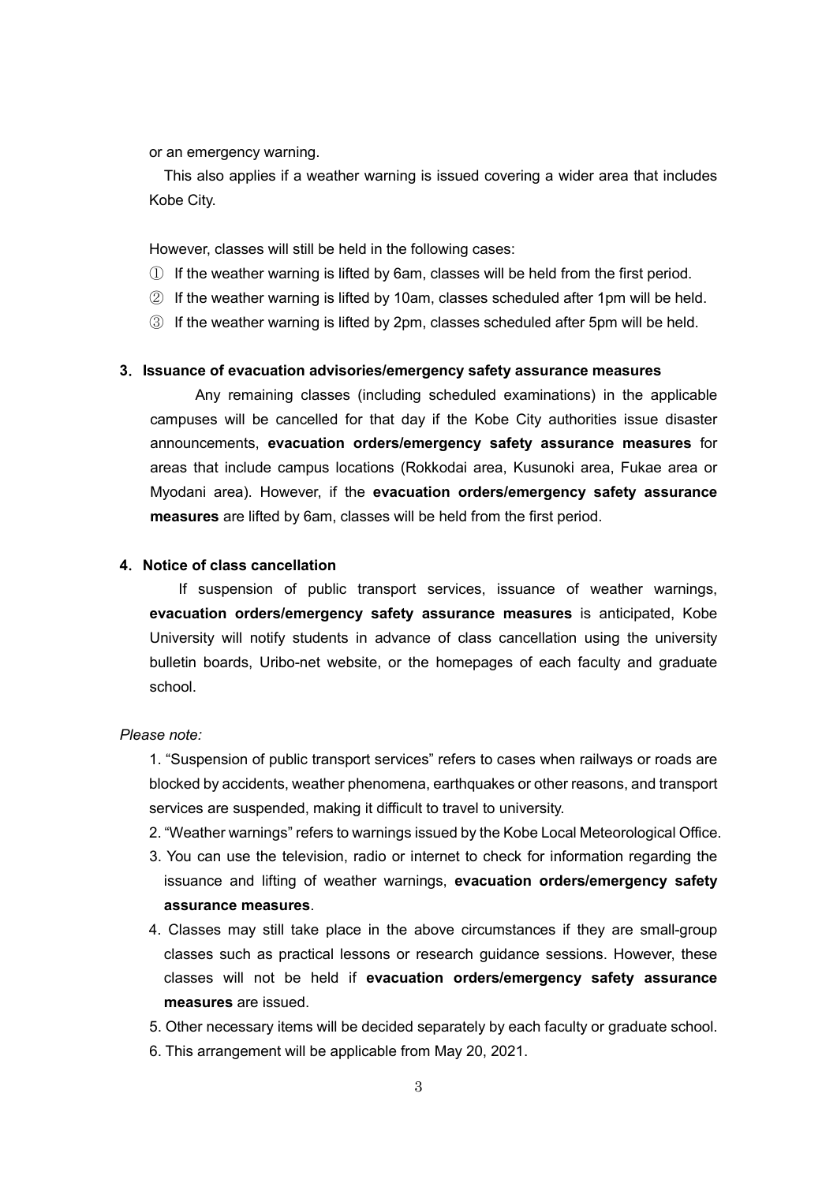or an emergency warning.

This also applies if a weather warning is issued covering a wider area that includes Kobe City.

However, classes will still be held in the following cases:

① If the weather warning is lifted by 6am, classes will be held from the first period.

② If the weather warning is lifted by 10am, classes scheduled after 1pm will be held.

③ If the weather warning is lifted by 2pm, classes scheduled after 5pm will be held.

### 3. Issuance of evacuation advisories/emergency safety assurance measures

Any remaining classes (including scheduled examinations) in the applicable campuses will be cancelled for that day if the Kobe City authorities issue disaster announcements, **evacuation orders/emergency safety assurance measures** for areas that include campus locations (Rokkodai area, Kusunoki area, Fukae area or Myodani area). However, if the **evacuation orders/emergency safety assurance measures** are lifted by 6am, classes will be held from the first period.

### 4. Notice of class cancellation

If suspension of public transport services, issuance of weather warnings, **evacuation orders/emergency safety assurance measures** is anticipated, Kobe University will notify students in advance of class cancellation using the university bulletin boards, Uribo-net website, or the homepages of each faculty and graduate school.

*Please note:*

1. "Suspension of public transport services" refers to cases when railways or roads are blocked by accidents, weather phenomena, earthquakes or other reasons, and transport services are suspended, making it difficult to travel to university.
2. "Weather warnings" refers to warnings issued by the Kobe Local Meteorological Office.
3. You can use the television, radio or internet to check for information regarding the issuance and lifting of weather warnings, **evacuation orders/emergency safety assurance measures**.
4. Classes may still take place in the above circumstances if they are small-group classes such as practical lessons or research guidance sessions. However, these classes will not be held if **evacuation orders/emergency safety assurance measures** are issued.
5. Other necessary items will be decided separately by each faculty or graduate school.
6. This arrangement will be applicable from May 20, 2021.